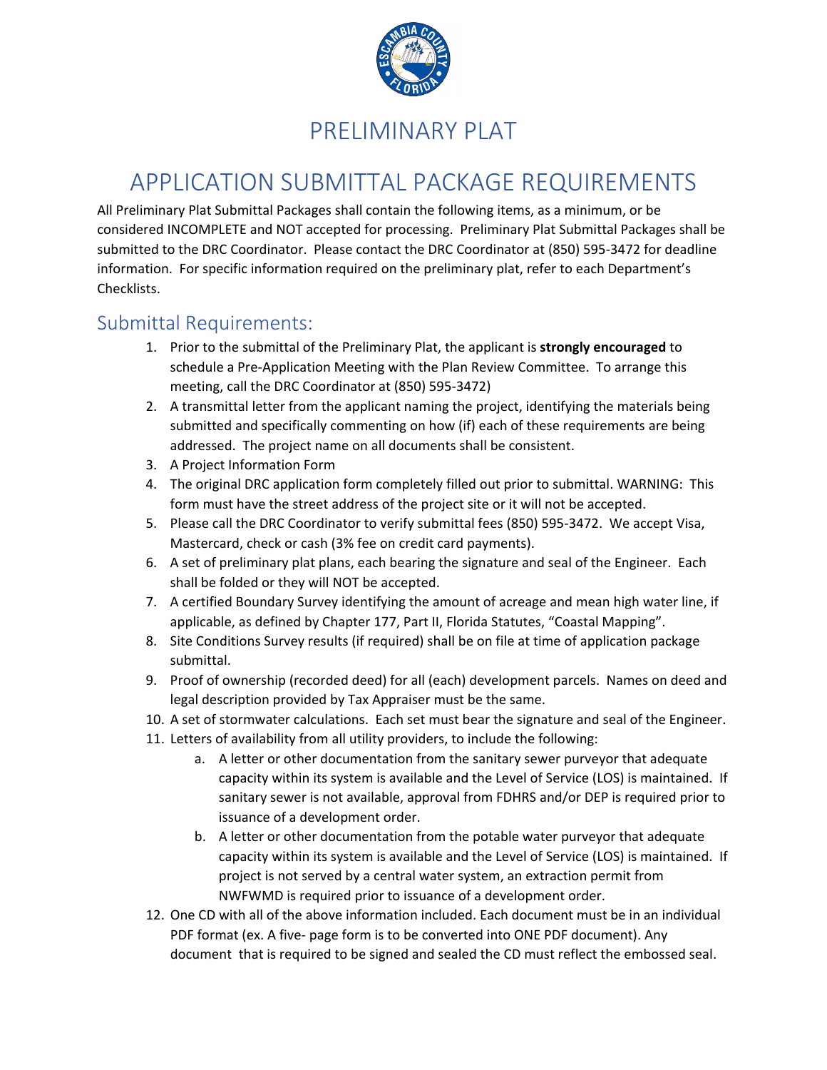# PRELIMINARY PLAT

# APPLICATION SUBMITTAL PACKAGE REQUIREMENTS

All Preliminary Plat Submittal Packages shall contain the following items, as a minimum, or be considered INCOMPLETE and NOT accepted for processing. Preliminary Plat Submittal Packages shall be submitted to the DRC Coordinator. Please contact the DRC Coordinator at (850) 595-3472 for deadline information. For specific information required on the preliminary plat, refer to each Department's Checklists.

## Submittal Requirements:

1. Prior to the submittal of the Preliminary Plat, the applicant is **strongly encouraged** to schedule a Pre-Application Meeting with the Plan Review Committee. To arrange this meeting, call the DRC Coordinator at (850) 595-3472)
2. A transmittal letter from the applicant naming the project, identifying the materials being submitted and specifically commenting on how (if) each of these requirements are being addressed. The project name on all documents shall be consistent.
3. A Project Information Form
4. The original DRC application form completely filled out prior to submittal. WARNING: This form must have the street address of the project site or it will not be accepted.
5. Please call the DRC Coordinator to verify submittal fees (850) 595-3472. We accept Visa, Mastercard, check or cash (3% fee on credit card payments).
6. A set of preliminary plat plans, each bearing the signature and seal of the Engineer. Each shall be folded or they will NOT be accepted.
7. A certified Boundary Survey identifying the amount of acreage and mean high water line, if applicable, as defined by Chapter 177, Part II, Florida Statutes, "Coastal Mapping".
8. Site Conditions Survey results (if required) shall be on file at time of application package submittal.
9. Proof of ownership (recorded deed) for all (each) development parcels. Names on deed and legal description provided by Tax Appraiser must be the same.
10. A set of stormwater calculations. Each set must bear the signature and seal of the Engineer.
11. Letters of availability from all utility providers, to include the following:
    a. A letter or other documentation from the sanitary sewer purveyor that adequate capacity within its system is available and the Level of Service (LOS) is maintained. If sanitary sewer is not available, approval from FDHRS and/or DEP is required prior to issuance of a development order.
    b. A letter or other documentation from the potable water purveyor that adequate capacity within its system is available and the Level of Service (LOS) is maintained. If project is not served by a central water system, an extraction permit from NWFWMD is required prior to issuance of a development order.
12. One CD with all of the above information included. Each document must be in an individual PDF format (ex. A five- page form is to be converted into ONE PDF document). Any document that is required to be signed and sealed the CD must reflect the embossed seal.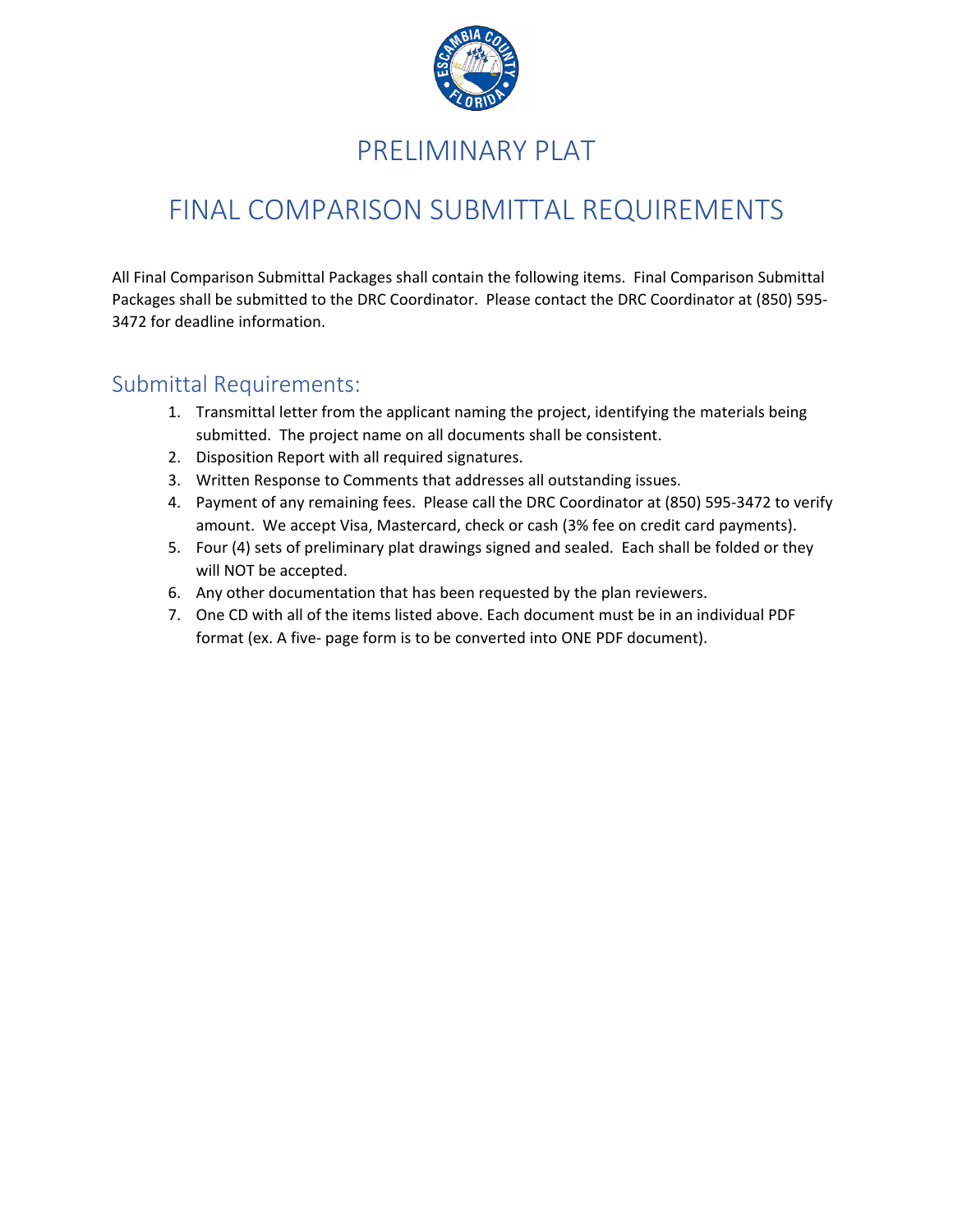# PRELIMINARY PLAT

# FINAL COMPARISON SUBMITTAL REQUIREMENTS

All Final Comparison Submittal Packages shall contain the following items. Final Comparison Submittal Packages shall be submitted to the DRC Coordinator. Please contact the DRC Coordinator at (850) 595-3472 for deadline information.

## Submittal Requirements:

1. Transmittal letter from the applicant naming the project, identifying the materials being submitted. The project name on all documents shall be consistent.
2. Disposition Report with all required signatures.
3. Written Response to Comments that addresses all outstanding issues.
4. Payment of any remaining fees. Please call the DRC Coordinator at (850) 595-3472 to verify amount. We accept Visa, Mastercard, check or cash (3% fee on credit card payments).
5. Four (4) sets of preliminary plat drawings signed and sealed. Each shall be folded or they will NOT be accepted.
6. Any other documentation that has been requested by the plan reviewers.
7. One CD with all of the items listed above. Each document must be in an individual PDF format (ex. A five- page form is to be converted into ONE PDF document).